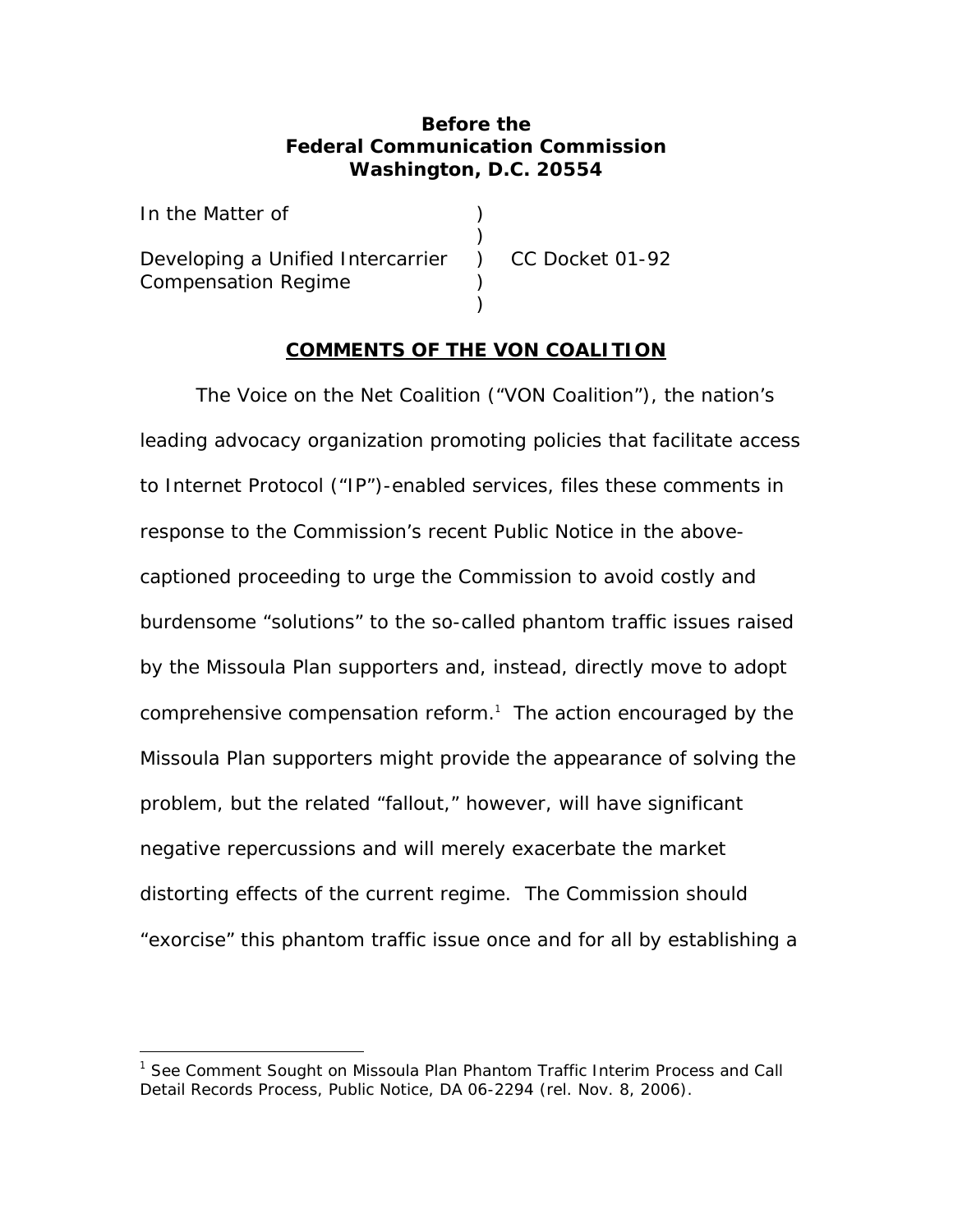**Before the**
**Federal Communication Commission**
**Washington, D.C. 20554**

| | | |
|---|---|---|
| In the Matter of | ) | |
| | ) | |
| Developing a Unified Intercarrier Compensation Regime | ) | CC Docket 01-92 |
| | ) | |
| | ) | |

## COMMENTS OF THE VON COALITION

The Voice on the Net Coalition ("VON Coalition"), the nation's leading advocacy organization promoting policies that facilitate access to Internet Protocol ("IP")-enabled services, files these comments in response to the Commission's recent Public Notice in the above-captioned proceeding to urge the Commission to avoid costly and burdensome "solutions" to the so-called phantom traffic issues raised by the Missoula Plan supporters and, instead, directly move to adopt comprehensive compensation reform.[1] The action encouraged by the Missoula Plan supporters might provide the appearance of solving the problem, but the related "fallout," however, will have significant negative repercussions and will merely exacerbate the market distorting effects of the current regime. The Commission should "exorcise" this phantom traffic issue once and for all by establishing a

---

[1] See Comment Sought on Missoula Plan Phantom Traffic Interim Process and Call Detail Records Process, Public Notice, DA 06-2294 (rel. Nov. 8, 2006).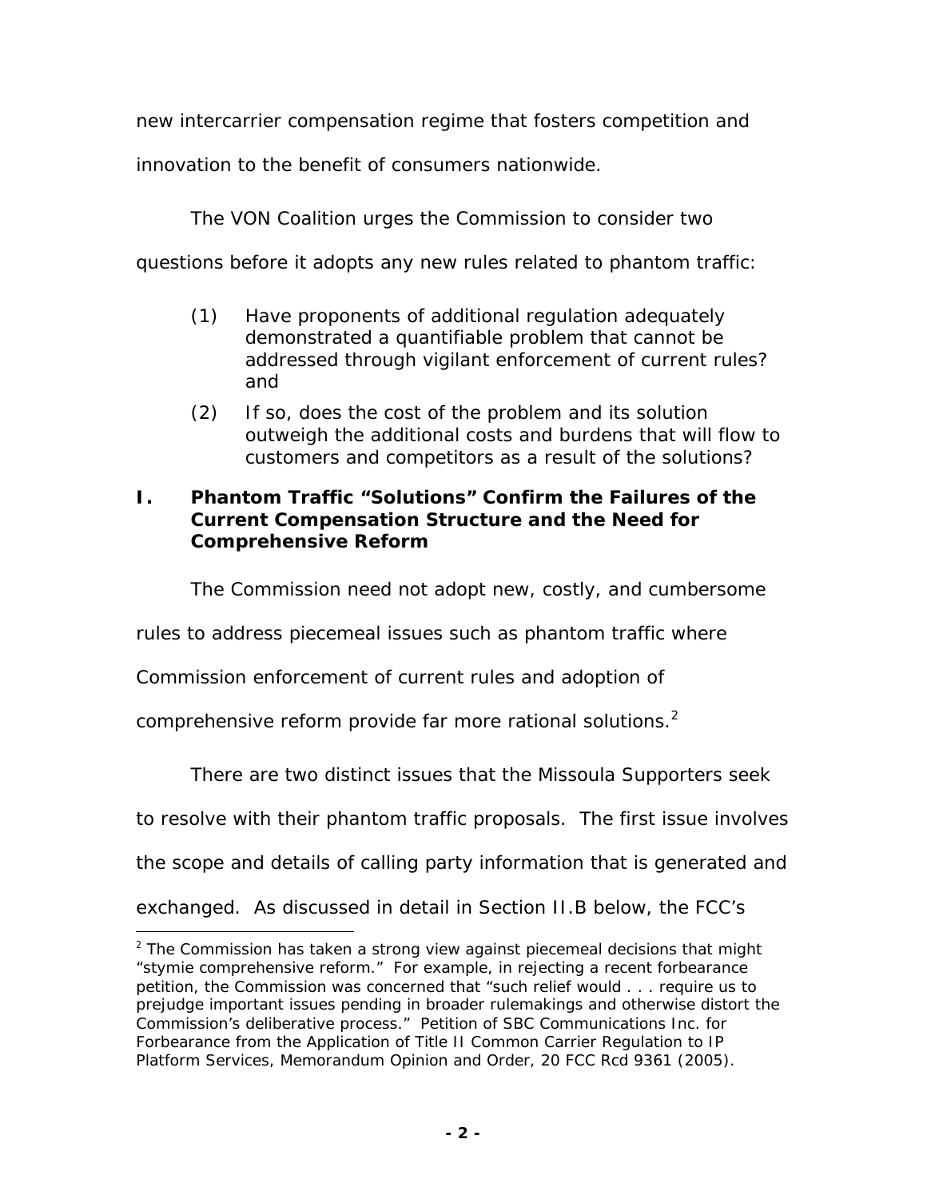new intercarrier compensation regime that fosters competition and innovation to the benefit of consumers nationwide.

The VON Coalition urges the Commission to consider two questions before it adopts any new rules related to phantom traffic:

(1) Have proponents of additional regulation adequately demonstrated a quantifiable problem that cannot be addressed through vigilant enforcement of current rules? and

(2) If so, does the cost of the problem and its solution outweigh the additional costs and burdens that will flow to customers and competitors as a result of the solutions?

## I. Phantom Traffic "Solutions" Confirm the Failures of the Current Compensation Structure and the Need for Comprehensive Reform

The Commission need not adopt new, costly, and cumbersome rules to address piecemeal issues such as phantom traffic where Commission enforcement of current rules and adoption of comprehensive reform provide far more rational solutions.[2]

There are two distinct issues that the Missoula Supporters seek to resolve with their phantom traffic proposals. The first issue involves the scope and details of calling party information that is generated and exchanged. As discussed in detail in Section II.B below, the FCC's

[2] The Commission has taken a strong view against piecemeal decisions that might "stymie comprehensive reform." For example, in rejecting a recent forbearance petition, the Commission was concerned that "such relief would . . . require us to prejudge important issues pending in broader rulemakings and otherwise distort the Commission's deliberative process." Petition of SBC Communications Inc. for Forbearance from the Application of Title II Common Carrier Regulation to IP Platform Services, Memorandum Opinion and Order, 20 FCC Rcd 9361 (2005).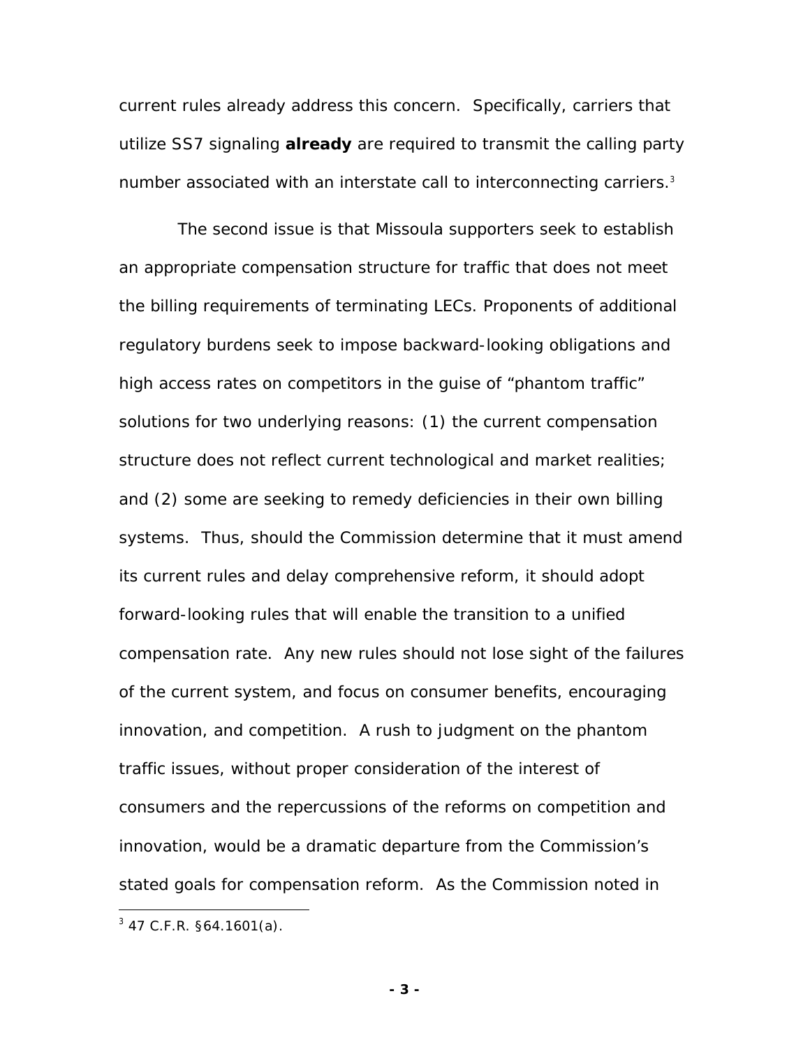current rules already address this concern. Specifically, carriers that utilize SS7 signaling **already** are required to transmit the calling party number associated with an interstate call to interconnecting carriers.[3]

The second issue is that Missoula supporters seek to establish an appropriate compensation structure for traffic that does not meet the billing requirements of terminating LECs. Proponents of additional regulatory burdens seek to impose backward-looking obligations and high access rates on competitors in the guise of "phantom traffic" solutions for two underlying reasons: (1) the current compensation structure does not reflect current technological and market realities; and (2) some are seeking to remedy deficiencies in their own billing systems. Thus, should the Commission determine that it must amend its current rules and delay comprehensive reform, it should adopt forward-looking rules that will enable the transition to a unified compensation rate. Any new rules should not lose sight of the failures of the current system, and focus on consumer benefits, encouraging innovation, and competition. A rush to judgment on the phantom traffic issues, without proper consideration of the interest of consumers and the repercussions of the reforms on competition and innovation, would be a dramatic departure from the Commission's stated goals for compensation reform. As the Commission noted in

[3] 47 C.F.R. §64.1601(a).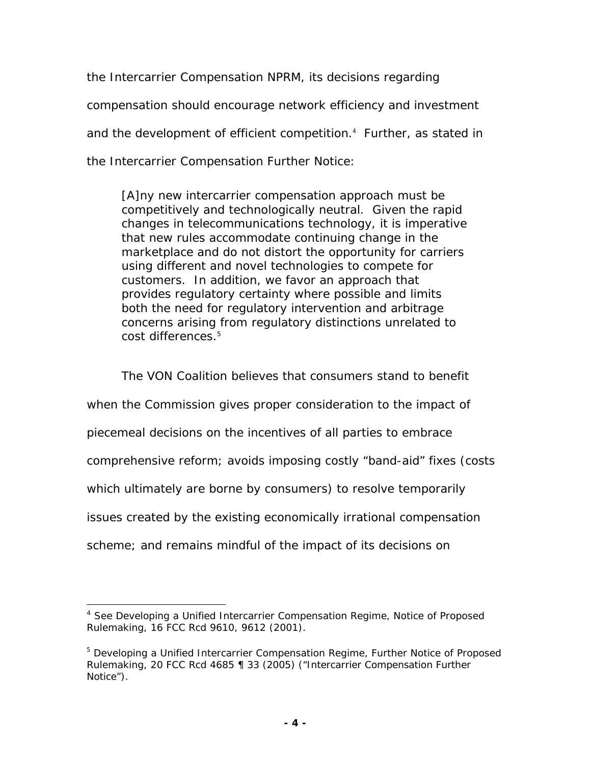the Intercarrier Compensation NPRM, its decisions regarding compensation should encourage network efficiency and investment and the development of efficient competition.[4] Further, as stated in the Intercarrier Compensation Further Notice:

> [A]ny new intercarrier compensation approach must be competitively and technologically neutral. Given the rapid changes in telecommunications technology, it is imperative that new rules accommodate continuing change in the marketplace and do not distort the opportunity for carriers using different and novel technologies to compete for customers. In addition, we favor an approach that provides regulatory certainty where possible and limits both the need for regulatory intervention and arbitrage concerns arising from regulatory distinctions unrelated to cost differences.[5]

The VON Coalition believes that consumers stand to benefit when the Commission gives proper consideration to the impact of piecemeal decisions on the incentives of all parties to embrace comprehensive reform; avoids imposing costly "band-aid" fixes (costs which ultimately are borne by consumers) to resolve temporarily issues created by the existing economically irrational compensation scheme; and remains mindful of the impact of its decisions on

---

[4] See Developing a Unified Intercarrier Compensation Regime, Notice of Proposed Rulemaking, 16 FCC Rcd 9610, 9612 (2001).

[5] Developing a Unified Intercarrier Compensation Regime, Further Notice of Proposed Rulemaking, 20 FCC Rcd 4685 ¶ 33 (2005) ("Intercarrier Compensation Further Notice").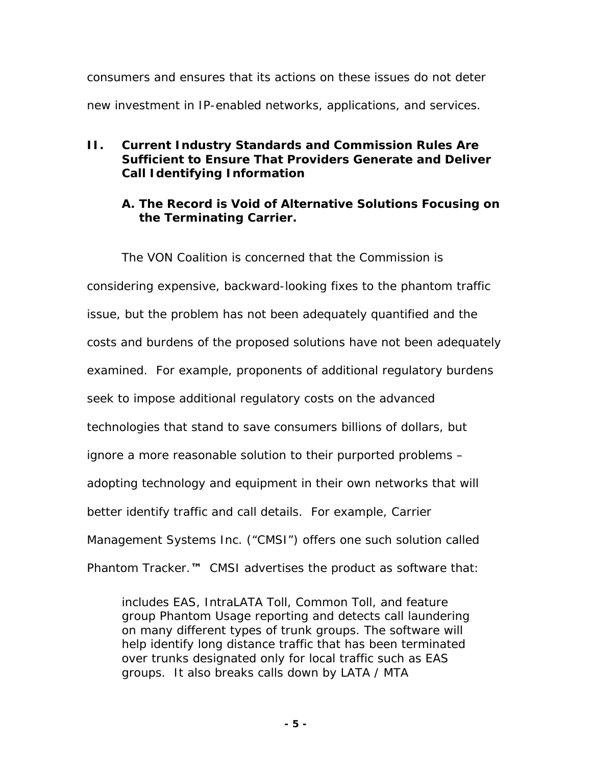consumers and ensures that its actions on these issues do not deter new investment in IP-enabled networks, applications, and services.

## II. Current Industry Standards and Commission Rules Are Sufficient to Ensure That Providers Generate and Deliver Call Identifying Information

### A. The Record is Void of Alternative Solutions Focusing on the Terminating Carrier.

The VON Coalition is concerned that the Commission is considering expensive, backward-looking fixes to the phantom traffic issue, but the problem has not been adequately quantified and the costs and burdens of the proposed solutions have not been adequately examined. For example, proponents of additional regulatory burdens seek to impose additional regulatory costs on the advanced technologies that stand to save consumers billions of dollars, but ignore a more reasonable solution to their purported problems – adopting technology and equipment in their own networks that will better identify traffic and call details. For example, Carrier Management Systems Inc. ("CMSI") offers one such solution called Phantom Tracker.™ CMSI advertises the product as software that:

> includes EAS, IntraLATA Toll, Common Toll, and feature group Phantom Usage reporting and detects call laundering on many different types of trunk groups. The software will help identify long distance traffic that has been terminated over trunks designated only for local traffic such as EAS groups. It also breaks calls down by LATA / MTA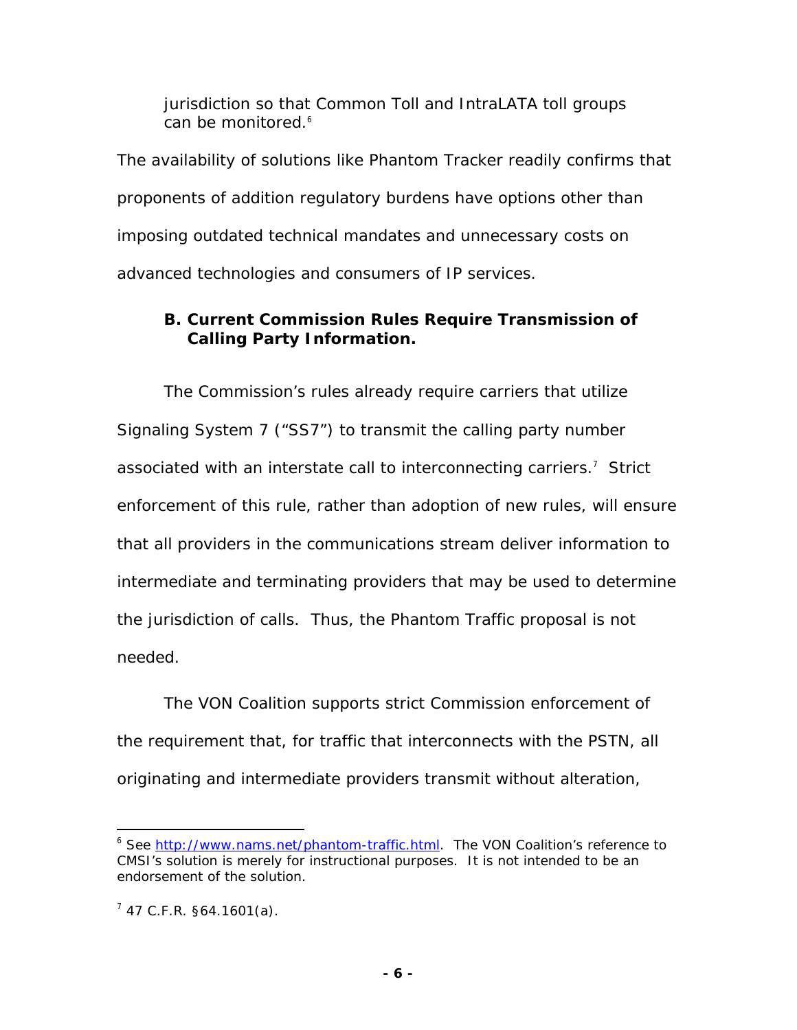jurisdiction so that Common Toll and IntraLATA toll groups can be monitored.[6]

The availability of solutions like Phantom Tracker readily confirms that proponents of addition regulatory burdens have options other than imposing outdated technical mandates and unnecessary costs on advanced technologies and consumers of IP services.

### B. Current Commission Rules Require Transmission of Calling Party Information.

The Commission's rules already require carriers that utilize Signaling System 7 ("SS7") to transmit the calling party number associated with an interstate call to interconnecting carriers.[7] Strict enforcement of this rule, rather than adoption of new rules, will ensure that all providers in the communications stream deliver information to intermediate and terminating providers that may be used to determine the jurisdiction of calls. Thus, the Phantom Traffic proposal is not needed.

The VON Coalition supports strict Commission enforcement of the requirement that, for traffic that interconnects with the PSTN, all originating and intermediate providers transmit without alteration,

---

[6] See http://www.nams.net/phantom-traffic.html. The VON Coalition's reference to CMSI's solution is merely for instructional purposes. It is not intended to be an endorsement of the solution.

[7] 47 C.F.R. §64.1601(a).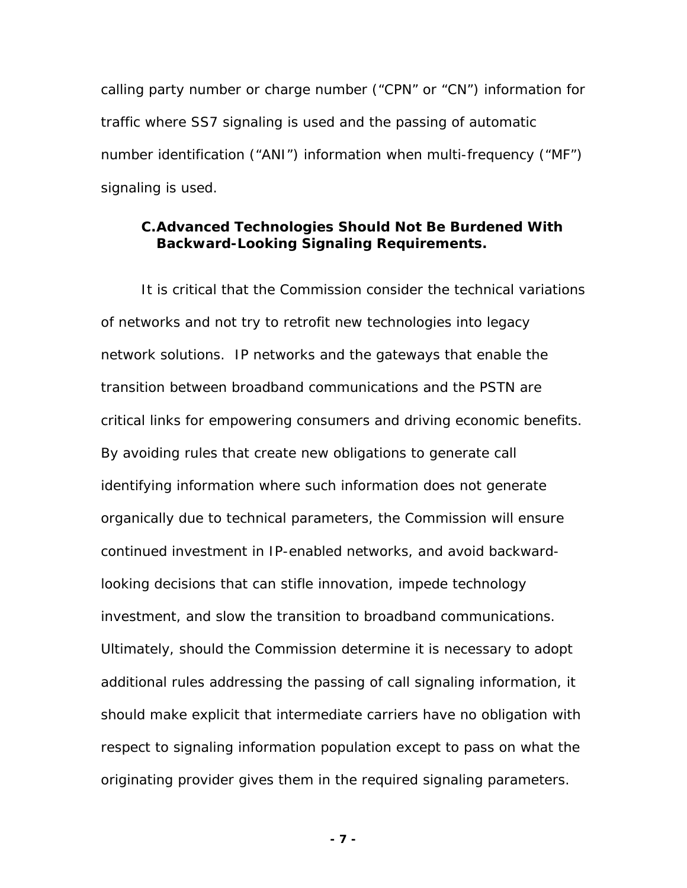calling party number or charge number ("CPN" or "CN") information for traffic where SS7 signaling is used and the passing of automatic number identification ("ANI") information when multi-frequency ("MF") signaling is used.

### C. Advanced Technologies Should Not Be Burdened With Backward-Looking Signaling Requirements.

It is critical that the Commission consider the technical variations of networks and not try to retrofit new technologies into legacy network solutions. IP networks and the gateways that enable the transition between broadband communications and the PSTN are critical links for empowering consumers and driving economic benefits. By avoiding rules that create new obligations to generate call identifying information where such information does not generate organically due to technical parameters, the Commission will ensure continued investment in IP-enabled networks, and avoid backward-looking decisions that can stifle innovation, impede technology investment, and slow the transition to broadband communications. Ultimately, should the Commission determine it is necessary to adopt additional rules addressing the passing of call signaling information, it should make explicit that intermediate carriers have no obligation with respect to signaling information population except to pass on what the originating provider gives them in the required signaling parameters.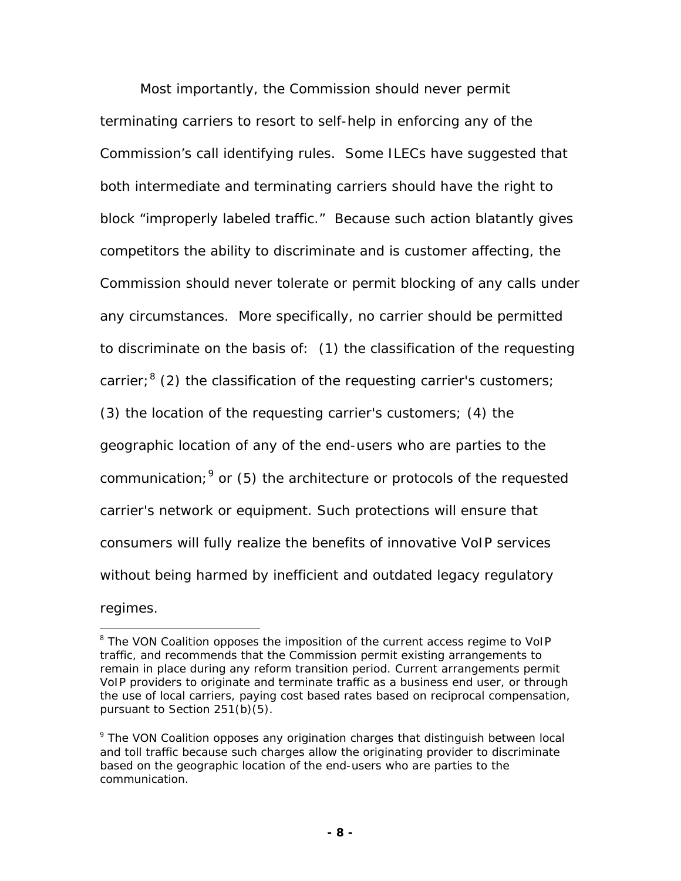Most importantly, the Commission should never permit terminating carriers to resort to self-help in enforcing any of the Commission's call identifying rules. Some ILECs have suggested that both intermediate and terminating carriers should have the right to block "improperly labeled traffic." Because such action blatantly gives competitors the ability to discriminate and is customer affecting, the Commission should never tolerate or permit blocking of any calls under any circumstances. More specifically, no carrier should be permitted to discriminate on the basis of: (1) the classification of the requesting carrier;[8] (2) the classification of the requesting carrier's customers; (3) the location of the requesting carrier's customers; (4) the geographic location of any of the end-users who are parties to the communication;[9] or (5) the architecture or protocols of the requested carrier's network or equipment. Such protections will ensure that consumers will fully realize the benefits of innovative VoIP services without being harmed by inefficient and outdated legacy regulatory regimes.

---

[8] The VON Coalition opposes the imposition of the current access regime to VoIP traffic, and recommends that the Commission permit existing arrangements to remain in place during any reform transition period. Current arrangements permit VoIP providers to originate and terminate traffic as a business end user, or through the use of local carriers, paying cost based rates based on reciprocal compensation, pursuant to Section 251(b)(5).

[9] The VON Coalition opposes any origination charges that distinguish between local and toll traffic because such charges allow the originating provider to discriminate based on the geographic location of the end-users who are parties to the communication.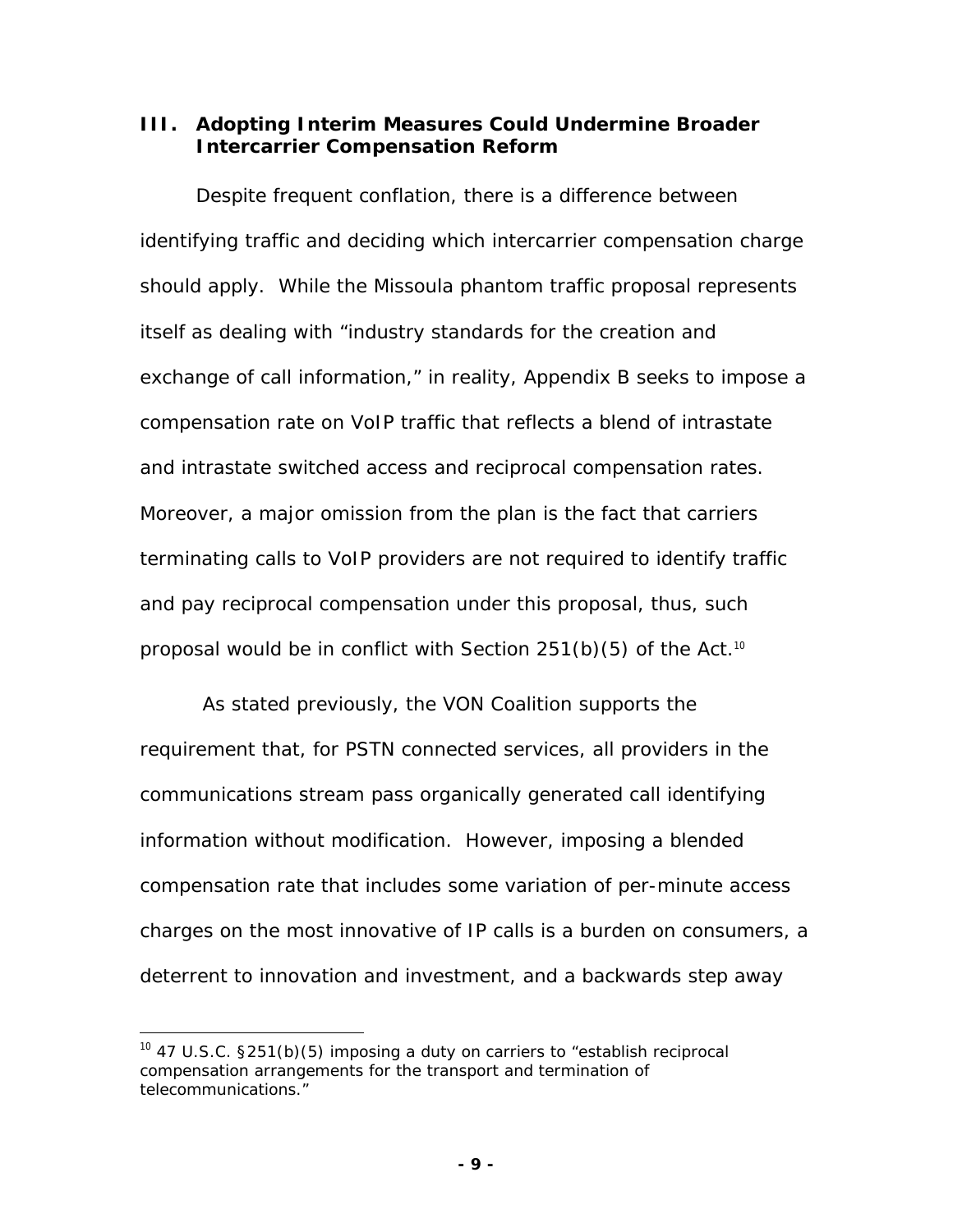## III. Adopting Interim Measures Could Undermine Broader Intercarrier Compensation Reform

Despite frequent conflation, there is a difference between identifying traffic and deciding which intercarrier compensation charge should apply. While the Missoula phantom traffic proposal represents itself as dealing with "industry standards for the creation and exchange of call information," in reality, Appendix B seeks to impose a compensation rate on VoIP traffic that reflects a blend of intrastate and intrastate switched access and reciprocal compensation rates. Moreover, a major omission from the plan is the fact that carriers terminating calls to VoIP providers are not required to identify traffic and pay reciprocal compensation under this proposal, thus, such proposal would be in conflict with Section 251(b)(5) of the Act.[10]

As stated previously, the VON Coalition supports the requirement that, for PSTN connected services, all providers in the communications stream pass organically generated call identifying information without modification. However, imposing a blended compensation rate that includes some variation of per-minute access charges on the most innovative of IP calls is a burden on consumers, a deterrent to innovation and investment, and a backwards step away

---

[10] 47 U.S.C. §251(b)(5) imposing a duty on carriers to "establish reciprocal compensation arrangements for the transport and termination of telecommunications."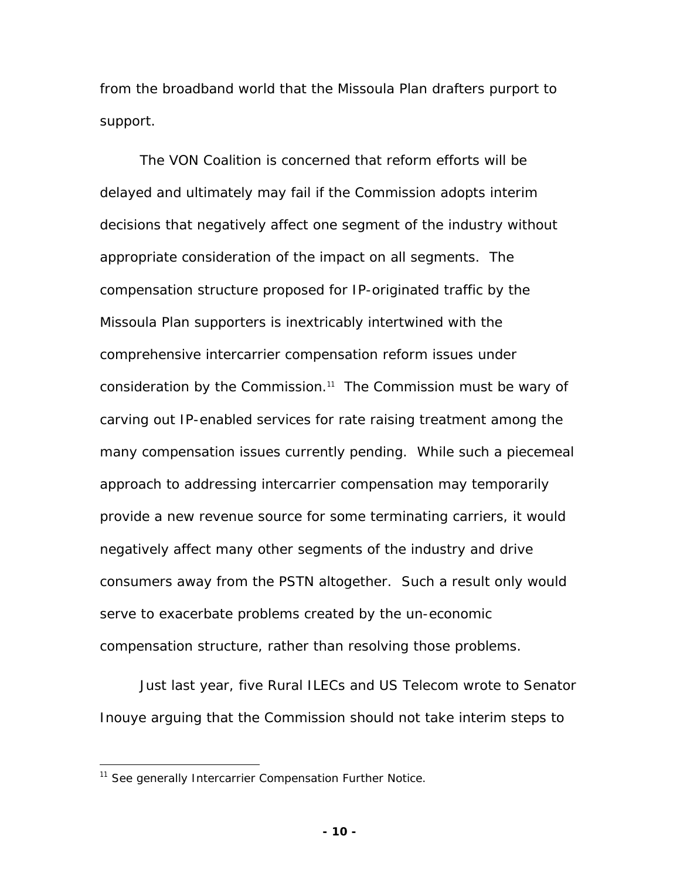from the broadband world that the Missoula Plan drafters purport to support.

The VON Coalition is concerned that reform efforts will be delayed and ultimately may fail if the Commission adopts interim decisions that negatively affect one segment of the industry without appropriate consideration of the impact on all segments. The compensation structure proposed for IP-originated traffic by the Missoula Plan supporters is inextricably intertwined with the comprehensive intercarrier compensation reform issues under consideration by the Commission.[11] The Commission must be wary of carving out IP-enabled services for rate raising treatment among the many compensation issues currently pending. While such a piecemeal approach to addressing intercarrier compensation may temporarily provide a new revenue source for some terminating carriers, it would negatively affect many other segments of the industry and drive consumers away from the PSTN altogether. Such a result only would serve to exacerbate problems created by the un-economic compensation structure, rather than resolving those problems.

Just last year, five Rural ILECs and US Telecom wrote to Senator Inouye arguing that the Commission should not take interim steps to

[11] *See generally Intercarrier Compensation Further Notice.*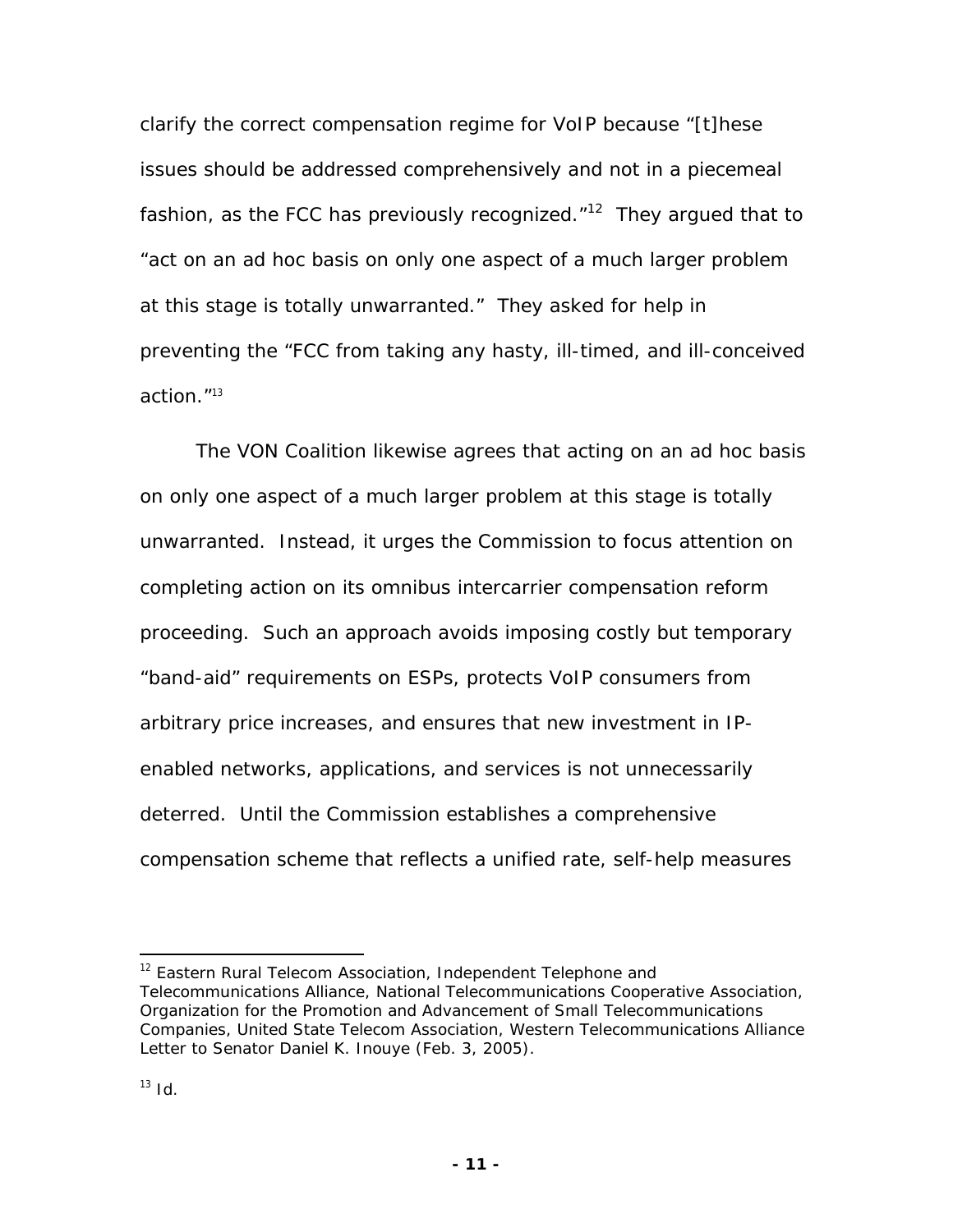clarify the correct compensation regime for VoIP because "[t]hese issues should be addressed comprehensively and not in a piecemeal fashion, as the FCC has previously recognized."[12] They argued that to "act on an ad hoc basis on only one aspect of a much larger problem at this stage is totally unwarranted." They asked for help in preventing the "FCC from taking any hasty, ill-timed, and ill-conceived action."[13]

The VON Coalition likewise agrees that acting on an ad hoc basis on only one aspect of a much larger problem at this stage is totally unwarranted. Instead, it urges the Commission to focus attention on completing action on its omnibus intercarrier compensation reform proceeding. Such an approach avoids imposing costly but temporary "band-aid" requirements on ESPs, protects VoIP consumers from arbitrary price increases, and ensures that new investment in IP-enabled networks, applications, and services is not unnecessarily deterred. Until the Commission establishes a comprehensive compensation scheme that reflects a unified rate, self-help measures

---

[12] Eastern Rural Telecom Association, Independent Telephone and Telecommunications Alliance, National Telecommunications Cooperative Association, Organization for the Promotion and Advancement of Small Telecommunications Companies, United State Telecom Association, Western Telecommunications Alliance Letter to Senator Daniel K. Inouye (Feb. 3, 2005).

[13] *Id.*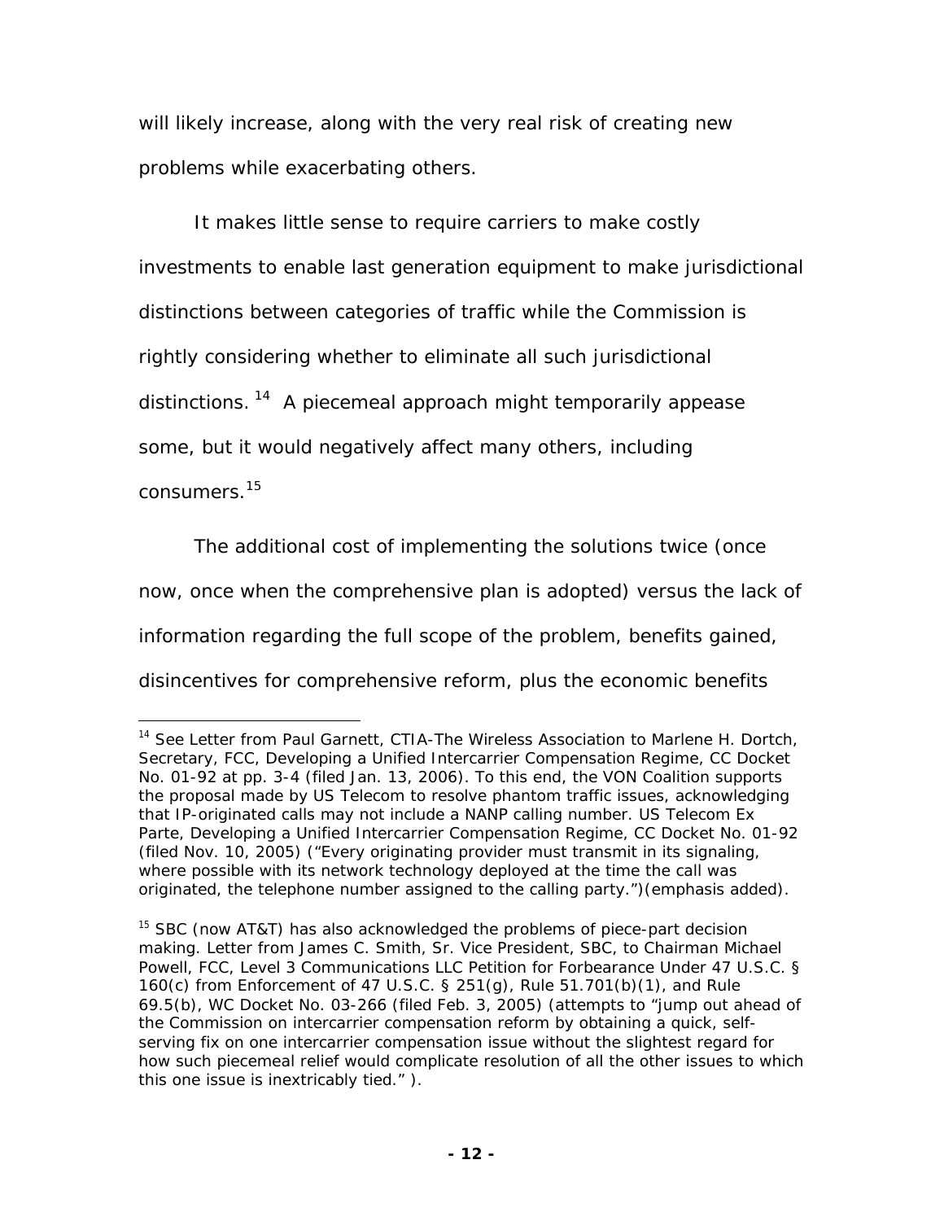will likely increase, along with the very real risk of creating new problems while exacerbating others.

It makes little sense to require carriers to make costly investments to enable last generation equipment to make jurisdictional distinctions between categories of traffic while the Commission is rightly considering whether to eliminate all such jurisdictional distinctions.[14] A piecemeal approach might temporarily appease some, but it would negatively affect many others, including consumers.[15]

The additional cost of implementing the solutions twice (once now, once when the comprehensive plan is adopted) versus the lack of information regarding the full scope of the problem, benefits gained, disincentives for comprehensive reform, plus the economic benefits

---

[14] See Letter from Paul Garnett, CTIA-The Wireless Association to Marlene H. Dortch, Secretary, FCC, Developing a Unified Intercarrier Compensation Regime, CC Docket No. 01-92 at pp. 3-4 (filed Jan. 13, 2006). To this end, the VON Coalition supports the proposal made by US Telecom to resolve phantom traffic issues, acknowledging that IP-originated calls may not include a NANP calling number. US Telecom Ex Parte, Developing a Unified Intercarrier Compensation Regime, CC Docket No. 01-92 (filed Nov. 10, 2005) ("Every originating provider must transmit in its signaling, where possible with its network technology deployed at the time the call was originated, the telephone number assigned to the calling party.")(emphasis added).

[15] SBC (now AT&T) has also acknowledged the problems of piece-part decision making. Letter from James C. Smith, Sr. Vice President, SBC, to Chairman Michael Powell, FCC, Level 3 Communications LLC Petition for Forbearance Under 47 U.S.C. § 160(c) from Enforcement of 47 U.S.C. § 251(g), Rule 51.701(b)(1), and Rule 69.5(b), WC Docket No. 03-266 (filed Feb. 3, 2005) (attempts to "jump out ahead of the Commission on intercarrier compensation reform by obtaining a quick, self-serving fix on one intercarrier compensation issue without the slightest regard for how such piecemeal relief would complicate resolution of all the other issues to which this one issue is inextricably tied." ).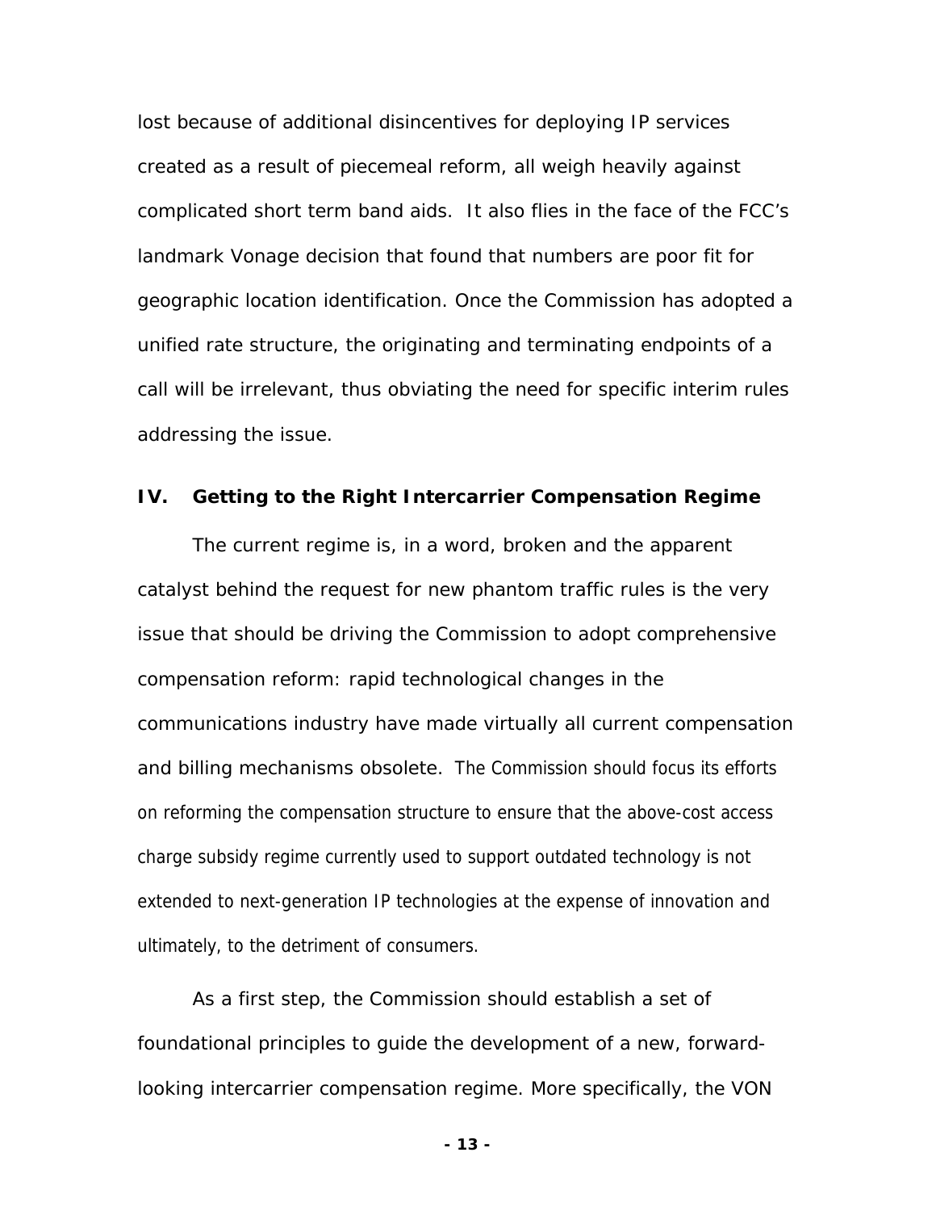lost because of additional disincentives for deploying IP services created as a result of piecemeal reform, all weigh heavily against complicated short term band aids. It also flies in the face of the FCC's landmark Vonage decision that found that numbers are poor fit for geographic location identification. Once the Commission has adopted a unified rate structure, the originating and terminating endpoints of a call will be irrelevant, thus obviating the need for specific interim rules addressing the issue.

## IV. Getting to the Right Intercarrier Compensation Regime

The current regime is, in a word, broken and the apparent catalyst behind the request for new phantom traffic rules is the very issue that should be driving the Commission to adopt comprehensive compensation reform: rapid technological changes in the communications industry have made virtually all current compensation and billing mechanisms obsolete. The Commission should focus its efforts on reforming the compensation structure to ensure that the above-cost access charge subsidy regime currently used to support outdated technology is not extended to next-generation IP technologies at the expense of innovation and ultimately, to the detriment of consumers.

As a first step, the Commission should establish a set of foundational principles to guide the development of a new, forward-looking intercarrier compensation regime. More specifically, the VON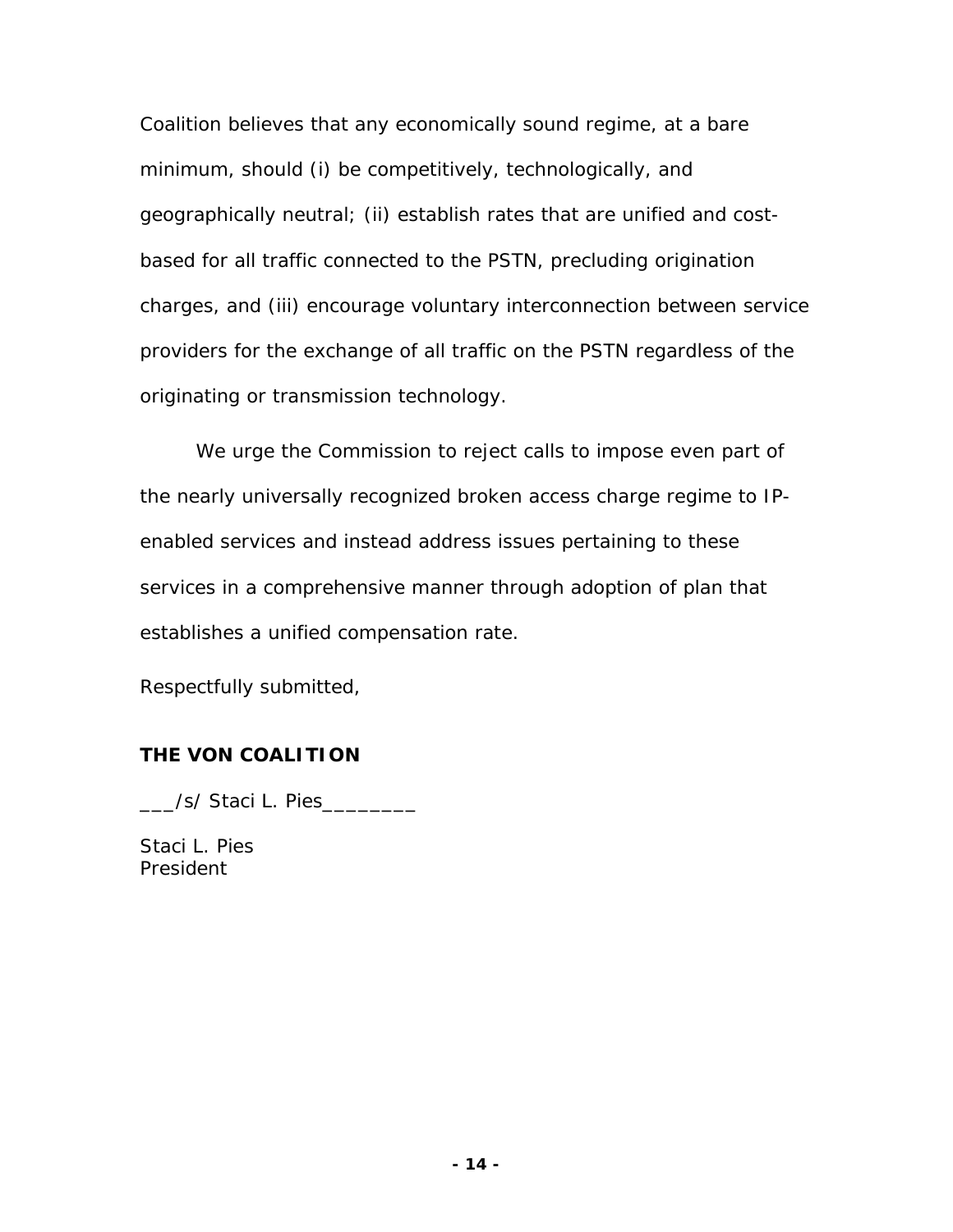Coalition believes that any economically sound regime, at a bare minimum, should (i) be competitively, technologically, and geographically neutral; (ii) establish rates that are unified and cost-based for all traffic connected to the PSTN, precluding origination charges, and (iii) encourage voluntary interconnection between service providers for the exchange of all traffic on the PSTN regardless of the originating or transmission technology.

We urge the Commission to reject calls to impose even part of the nearly universally recognized broken access charge regime to IP-enabled services and instead address issues pertaining to these services in a comprehensive manner through adoption of plan that establishes a unified compensation rate.

Respectfully submitted,

**THE VON COALITION**

___/s/ Staci L. Pies________

Staci L. Pies
President